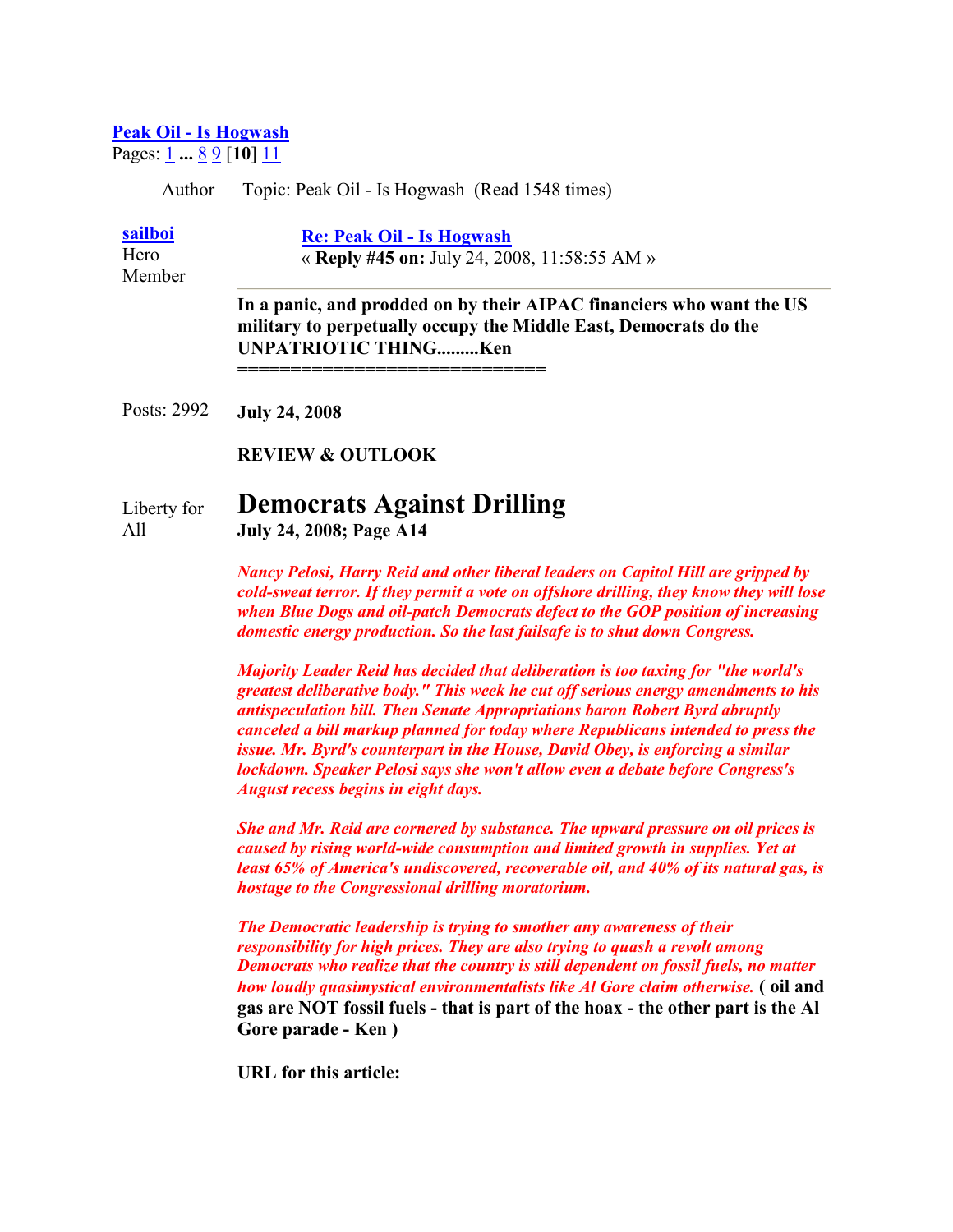**Peak Oil - Is Hogwash**

Pages: 1 ... 8 9 [**10**] 11

Author Topic: Peak Oil - Is Hogwash (Read 1548 times)

**sailboi**
Hero Member

Posts: 2992

Liberty for All

**Re: Peak Oil - Is Hogwash**
« **Reply #45 on:** July 24, 2008, 11:58:55 AM »

---

**In a panic, and prodded on by their AIPAC financiers who want the US military to perpetually occupy the Middle East, Democrats do the UNPATRIOTIC THING.........Ken**
**============================**

**July 24, 2008**

**REVIEW & OUTLOOK**

# Democrats Against Drilling

**July 24, 2008; Page A14**

***Nancy Pelosi, Harry Reid and other liberal leaders on Capitol Hill are gripped by cold-sweat terror. If they permit a vote on offshore drilling, they know they will lose when Blue Dogs and oil-patch Democrats defect to the GOP position of increasing domestic energy production. So the last failsafe is to shut down Congress.***

***Majority Leader Reid has decided that deliberation is too taxing for "the world's greatest deliberative body." This week he cut off serious energy amendments to his antispeculation bill. Then Senate Appropriations baron Robert Byrd abruptly canceled a bill markup planned for today where Republicans intended to press the issue. Mr. Byrd's counterpart in the House, David Obey, is enforcing a similar lockdown. Speaker Pelosi says she won't allow even a debate before Congress's August recess begins in eight days.***

***She and Mr. Reid are cornered by substance. The upward pressure on oil prices is caused by rising world-wide consumption and limited growth in supplies. Yet at least 65% of America's undiscovered, recoverable oil, and 40% of its natural gas, is hostage to the Congressional drilling moratorium.***

***The Democratic leadership is trying to smother any awareness of their responsibility for high prices. They are also trying to quash a revolt among Democrats who realize that the country is still dependent on fossil fuels, no matter how loudly quasimystical environmentalists like Al Gore claim otherwise.*** **( oil and gas are NOT fossil fuels - that is part of the hoax - the other part is the Al Gore parade - Ken )**

**URL for this article:**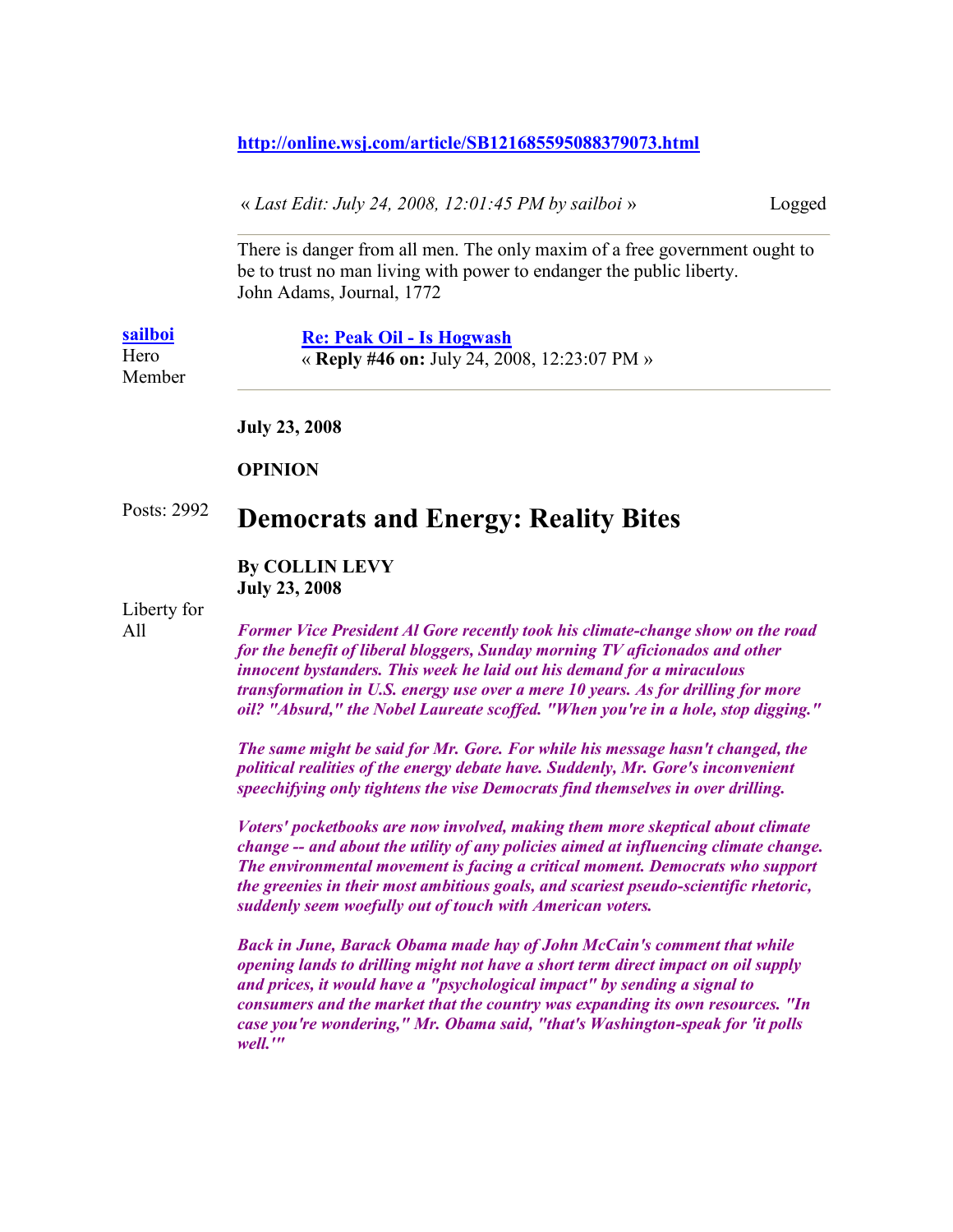http://online.wsj.com/article/SB121685595088379073.html

« *Last Edit: July 24, 2008, 12:01:45 PM by sailboi* » Logged

---

There is danger from all men. The only maxim of a free government ought to be to trust no man living with power to endanger the public liberty.
John Adams, Journal, 1772

**sailboi**
Hero Member

Posts: 2992

Liberty for All

**Re: Peak Oil - Is Hogwash**
« **Reply #46 on:** July 24, 2008, 12:23:07 PM »

---

**July 23, 2008**

**OPINION**

# Democrats and Energy: Reality Bites

**By COLLIN LEVY**
**July 23, 2008**

***Former Vice President Al Gore recently took his climate-change show on the road for the benefit of liberal bloggers, Sunday morning TV aficionados and other innocent bystanders. This week he laid out his demand for a miraculous transformation in U.S. energy use over a mere 10 years. As for drilling for more oil? "Absurd," the Nobel Laureate scoffed. "When you're in a hole, stop digging."***

***The same might be said for Mr. Gore. For while his message hasn't changed, the political realities of the energy debate have. Suddenly, Mr. Gore's inconvenient speechifying only tightens the vise Democrats find themselves in over drilling.***

***Voters' pocketbooks are now involved, making them more skeptical about climate change -- and about the utility of any policies aimed at influencing climate change. The environmental movement is facing a critical moment. Democrats who support the greenies in their most ambitious goals, and scariest pseudo-scientific rhetoric, suddenly seem woefully out of touch with American voters.***

***Back in June, Barack Obama made hay of John McCain's comment that while opening lands to drilling might not have a short term direct impact on oil supply and prices, it would have a "psychological impact" by sending a signal to consumers and the market that the country was expanding its own resources. "In case you're wondering," Mr. Obama said, "that's Washington-speak for 'it polls well.'"***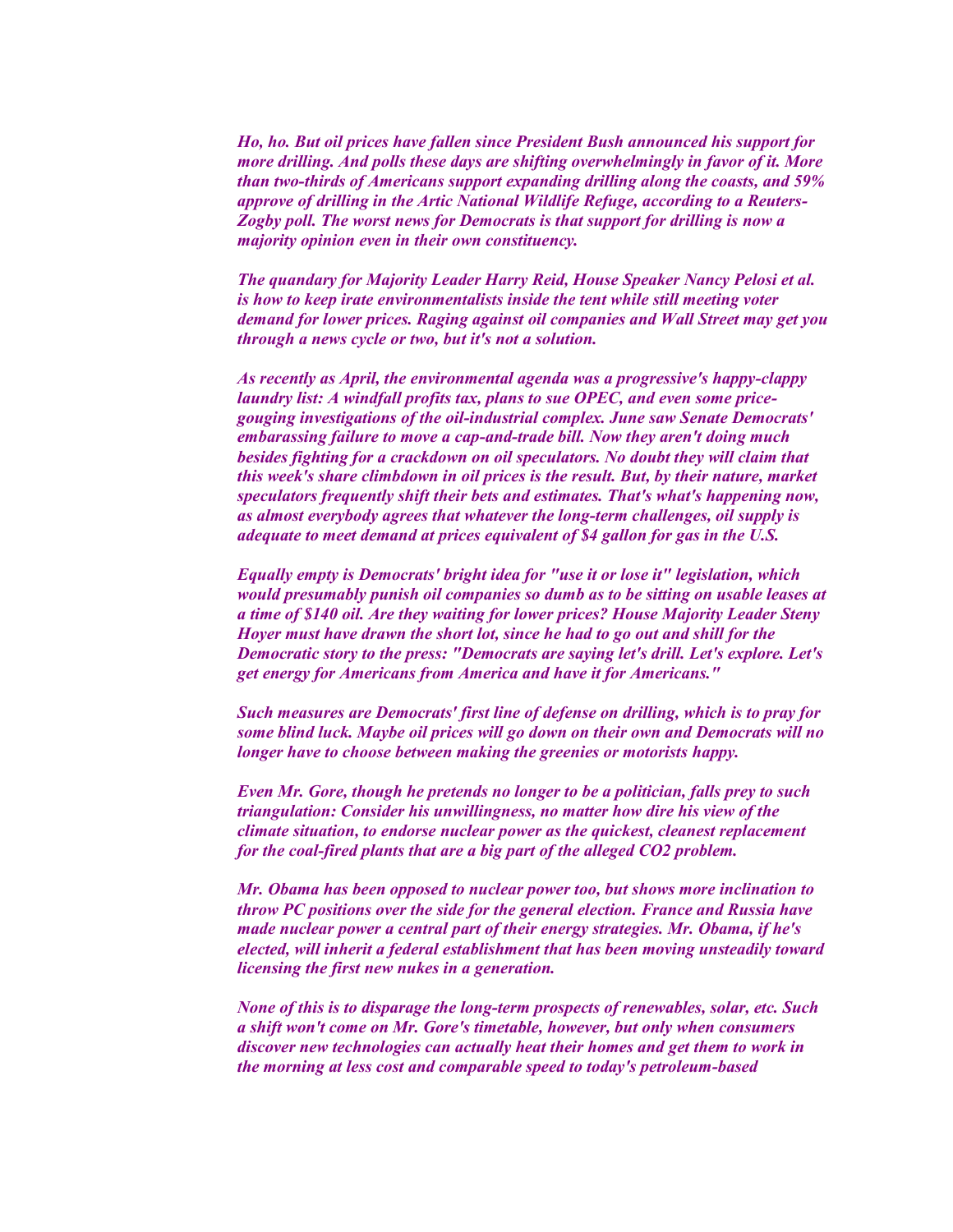*Ho, ho. But oil prices have fallen since President Bush announced his support for more drilling. And polls these days are shifting overwhelmingly in favor of it. More than two-thirds of Americans support expanding drilling along the coasts, and 59% approve of drilling in the Artic National Wildlife Refuge, according to a Reuters-Zogby poll. The worst news for Democrats is that support for drilling is now a majority opinion even in their own constituency.*

*The quandary for Majority Leader Harry Reid, House Speaker Nancy Pelosi et al. is how to keep irate environmentalists inside the tent while still meeting voter demand for lower prices. Raging against oil companies and Wall Street may get you through a news cycle or two, but it's not a solution.*

*As recently as April, the environmental agenda was a progressive's happy-clappy laundry list: A windfall profits tax, plans to sue OPEC, and even some price-gouging investigations of the oil-industrial complex. June saw Senate Democrats' embarassing failure to move a cap-and-trade bill. Now they aren't doing much besides fighting for a crackdown on oil speculators. No doubt they will claim that this week's share climbdown in oil prices is the result. But, by their nature, market speculators frequently shift their bets and estimates. That's what's happening now, as almost everybody agrees that whatever the long-term challenges, oil supply is adequate to meet demand at prices equivalent of $4 gallon for gas in the U.S.*

*Equally empty is Democrats' bright idea for "use it or lose it" legislation, which would presumably punish oil companies so dumb as to be sitting on usable leases at a time of $140 oil. Are they waiting for lower prices? House Majority Leader Steny Hoyer must have drawn the short lot, since he had to go out and shill for the Democratic story to the press: "Democrats are saying let's drill. Let's explore. Let's get energy for Americans from America and have it for Americans."*

*Such measures are Democrats' first line of defense on drilling, which is to pray for some blind luck. Maybe oil prices will go down on their own and Democrats will no longer have to choose between making the greenies or motorists happy.*

*Even Mr. Gore, though he pretends no longer to be a politician, falls prey to such triangulation: Consider his unwillingness, no matter how dire his view of the climate situation, to endorse nuclear power as the quickest, cleanest replacement for the coal-fired plants that are a big part of the alleged $CO_2$ problem.*

*Mr. Obama has been opposed to nuclear power too, but shows more inclination to throw PC positions over the side for the general election. France and Russia have made nuclear power a central part of their energy strategies. Mr. Obama, if he's elected, will inherit a federal establishment that has been moving unsteadily toward licensing the first new nukes in a generation.*

*None of this is to disparage the long-term prospects of renewables, solar, etc. Such a shift won't come on Mr. Gore's timetable, however, but only when consumers discover new technologies can actually heat their homes and get them to work in the morning at less cost and comparable speed to today's petroleum-based*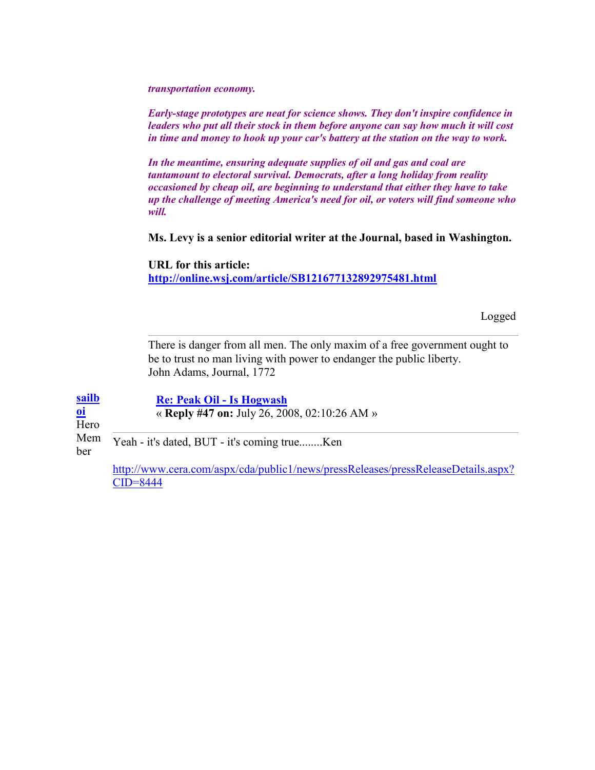***transportation economy.***

***Early-stage prototypes are neat for science shows. They don't inspire confidence in leaders who put all their stock in them before anyone can say how much it will cost in time and money to hook up your car's battery at the station on the way to work.***

***In the meantime, ensuring adequate supplies of oil and gas and coal are tantamount to electoral survival. Democrats, after a long holiday from reality occasioned by cheap oil, are beginning to understand that either they have to take up the challenge of meeting America's need for oil, or voters will find someone who will.***

**Ms. Levy is a senior editorial writer at the Journal, based in Washington.**

**URL for this article:**
**http://online.wsj.com/article/SB121677132892975481.html**

Logged

---

There is danger from all men. The only maxim of a free government ought to be to trust no man living with power to endanger the public liberty.
John Adams, Journal, 1772

**sailboi**
Hero Member

**Re: Peak Oil - Is Hogwash**
« **Reply #47 on:** July 26, 2008, 02:10:26 AM »

---

Yeah - it's dated, BUT - it's coming true........Ken

http://www.cera.com/aspx/cda/public1/news/pressReleases/pressReleaseDetails.aspx?CID=8444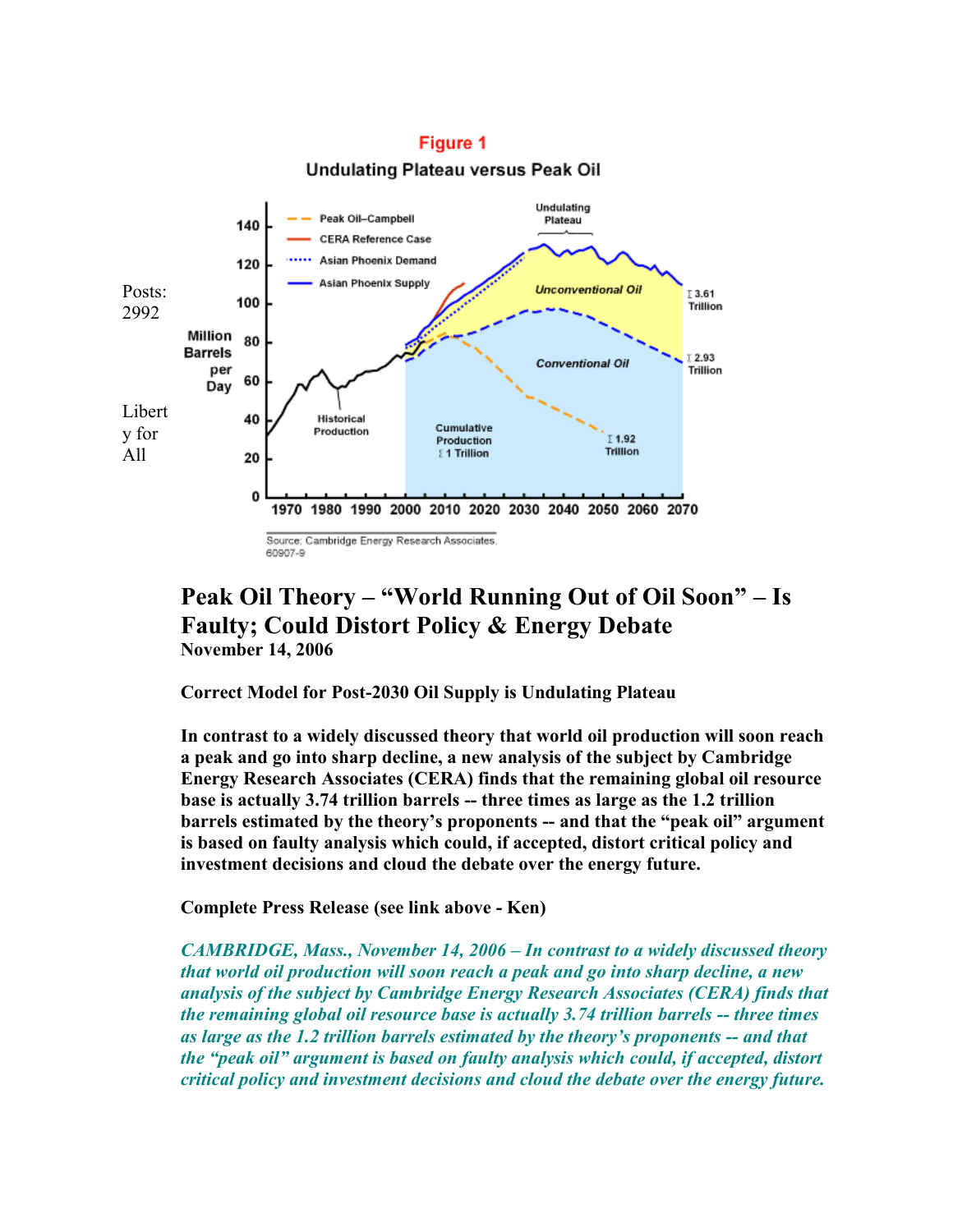Posts: 2992

Liberty for All

**Figure 1**

**Undulating Plateau versus Peak Oil**

Source: Cambridge Energy Research Associates.
60907-9

## Peak Oil Theory – "World Running Out of Oil Soon" – Is Faulty; Could Distort Policy & Energy Debate

**November 14, 2006**

**Correct Model for Post-2030 Oil Supply is Undulating Plateau**

**In contrast to a widely discussed theory that world oil production will soon reach a peak and go into sharp decline, a new analysis of the subject by Cambridge Energy Research Associates (CERA) finds that the remaining global oil resource base is actually 3.74 trillion barrels -- three times as large as the 1.2 trillion barrels estimated by the theory's proponents -- and that the "peak oil" argument is based on faulty analysis which could, if accepted, distort critical policy and investment decisions and cloud the debate over the energy future.**

**Complete Press Release (see link above - Ken)**

***CAMBRIDGE, Mass., November 14, 2006 – In contrast to a widely discussed theory that world oil production will soon reach a peak and go into sharp decline, a new analysis of the subject by Cambridge Energy Research Associates (CERA) finds that the remaining global oil resource base is actually 3.74 trillion barrels -- three times as large as the 1.2 trillion barrels estimated by the theory's proponents -- and that the "peak oil" argument is based on faulty analysis which could, if accepted, distort critical policy and investment decisions and cloud the debate over the energy future.***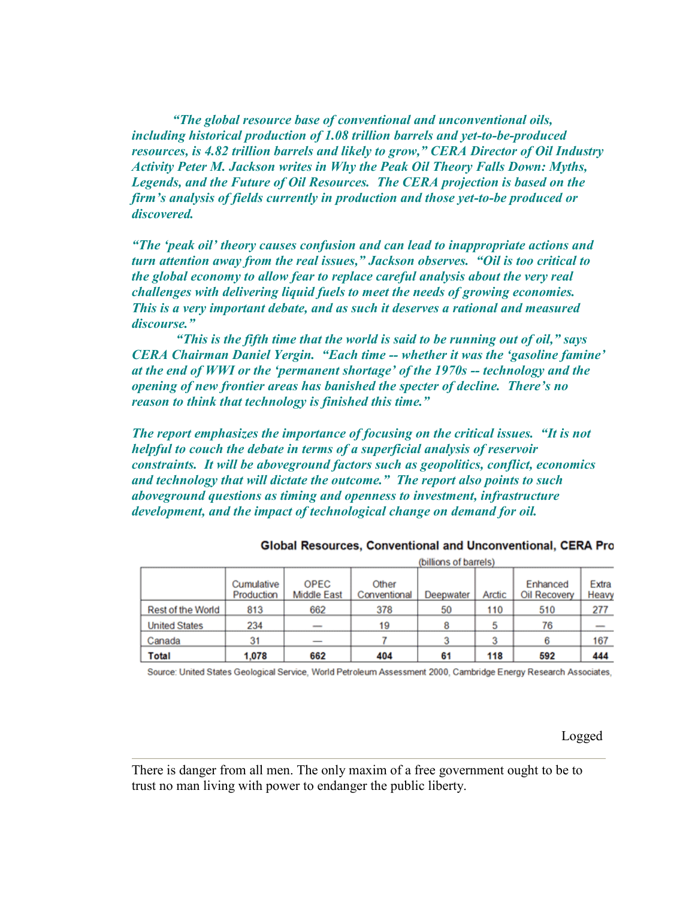*"The global resource base of conventional and unconventional oils, including historical production of 1.08 trillion barrels and yet-to-be-produced resources, is 4.82 trillion barrels and likely to grow," CERA Director of Oil Industry Activity Peter M. Jackson writes in Why the Peak Oil Theory Falls Down: Myths, Legends, and the Future of Oil Resources. The CERA projection is based on the firm's analysis of fields currently in production and those yet-to-be produced or discovered.*

*"The 'peak oil' theory causes confusion and can lead to inappropriate actions and turn attention away from the real issues," Jackson observes. "Oil is too critical to the global economy to allow fear to replace careful analysis about the very real challenges with delivering liquid fuels to meet the needs of growing economies. This is a very important debate, and as such it deserves a rational and measured discourse."*

*"This is the fifth time that the world is said to be running out of oil," says CERA Chairman Daniel Yergin. "Each time -- whether it was the 'gasoline famine' at the end of WWI or the 'permanent shortage' of the 1970s -- technology and the opening of new frontier areas has banished the specter of decline. There's no reason to think that technology is finished this time."*

*The report emphasizes the importance of focusing on the critical issues. "It is not helpful to couch the debate in terms of a superficial analysis of reservoir constraints. It will be aboveground factors such as geopolitics, conflict, economics and technology that will dictate the outcome." The report also points to such aboveground questions as timing and openness to investment, infrastructure development, and the impact of technological change on demand for oil.*

**Global Resources, Conventional and Unconventional, CERA Pro**

(billions of barrels)

| | Cumulative Production | OPEC Middle East | Other Conventional | Deepwater | Arctic | Enhanced Oil Recovery | Extra Heavy |
|---|---|---|---|---|---|---|---|
| Rest of the World | 813 | 662 | 378 | 50 | 110 | 510 | 277 |
| United States | 234 | — | 19 | 8 | 5 | 76 | — |
| Canada | 31 | — | 7 | 3 | 3 | 6 | 167 |
| **Total** | **1,078** | **662** | **404** | **61** | **118** | **592** | **444** |

Source: United States Geological Service, World Petroleum Assessment 2000, Cambridge Energy Research Associates,

Logged

---

There is danger from all men. The only maxim of a free government ought to be to trust no man living with power to endanger the public liberty.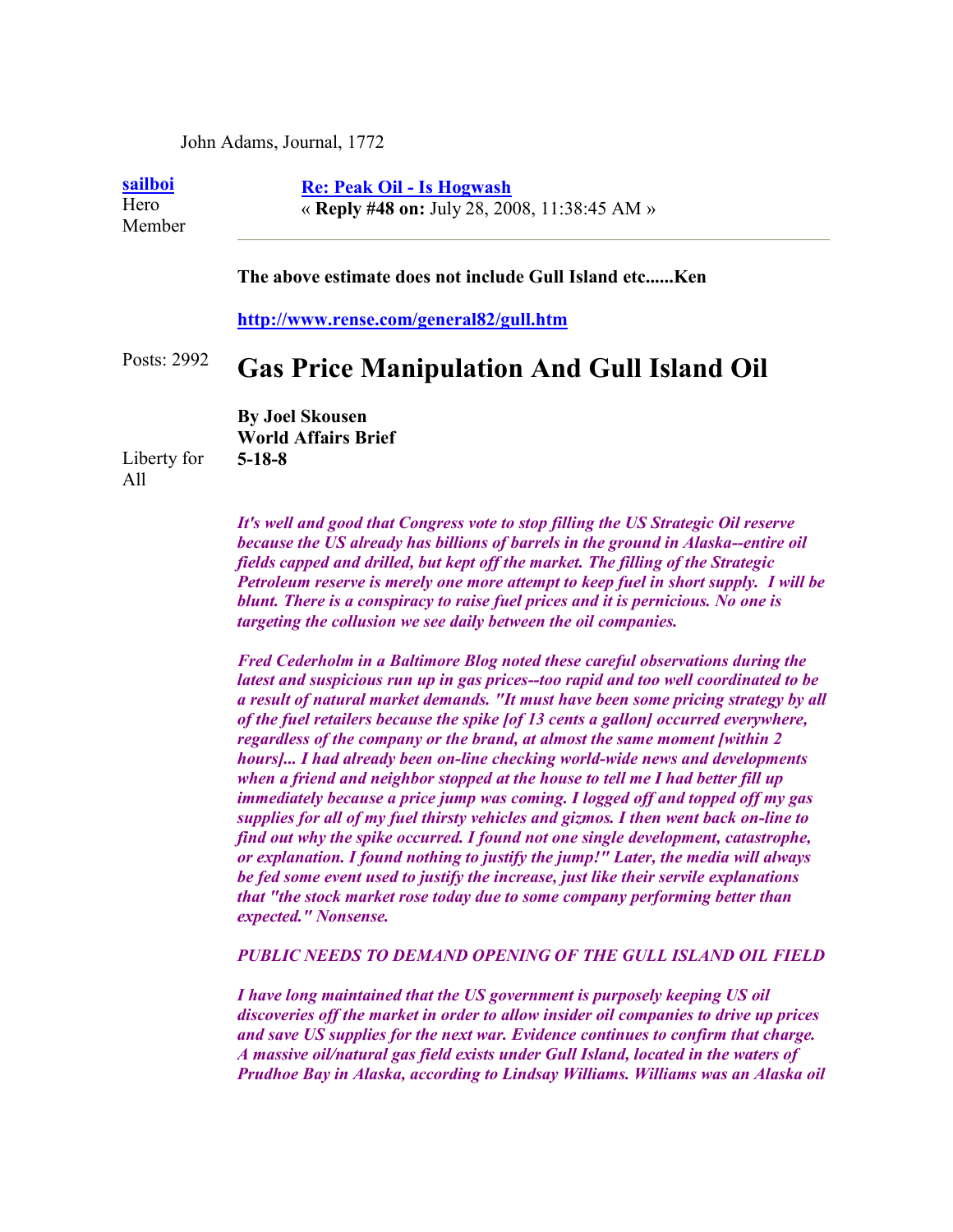John Adams, Journal, 1772

**sailboi**
Hero Member

Posts: 2992

Liberty for All

**Re: Peak Oil - Is Hogwash**
« **Reply #48 on:** July 28, 2008, 11:38:45 AM »

---

**The above estimate does not include Gull Island etc......Ken**

**http://www.rense.com/general82/gull.htm**

# Gas Price Manipulation And Gull Island Oil

**By Joel Skousen**
**World Affairs Brief**
**5-18-8**

***It's well and good that Congress vote to stop filling the US Strategic Oil reserve because the US already has billions of barrels in the ground in Alaska--entire oil fields capped and drilled, but kept off the market. The filling of the Strategic Petroleum reserve is merely one more attempt to keep fuel in short supply. I will be blunt. There is a conspiracy to raise fuel prices and it is pernicious. No one is targeting the collusion we see daily between the oil companies.***

***Fred Cederholm in a Baltimore Blog noted these careful observations during the latest and suspicious run up in gas prices--too rapid and too well coordinated to be a result of natural market demands. "It must have been some pricing strategy by all of the fuel retailers because the spike [of 13 cents a gallon] occurred everywhere, regardless of the company or the brand, at almost the same moment [within 2 hours]... I had already been on-line checking world-wide news and developments when a friend and neighbor stopped at the house to tell me I had better fill up immediately because a price jump was coming. I logged off and topped off my gas supplies for all of my fuel thirsty vehicles and gizmos. I then went back on-line to find out why the spike occurred. I found not one single development, catastrophe, or explanation. I found nothing to justify the jump!" Later, the media will always be fed some event used to justify the increase, just like their servile explanations that "the stock market rose today due to some company performing better than expected." Nonsense.***

***PUBLIC NEEDS TO DEMAND OPENING OF THE GULL ISLAND OIL FIELD***

***I have long maintained that the US government is purposely keeping US oil discoveries off the market in order to allow insider oil companies to drive up prices and save US supplies for the next war. Evidence continues to confirm that charge. A massive oil/natural gas field exists under Gull Island, located in the waters of Prudhoe Bay in Alaska, according to Lindsay Williams. Williams was an Alaska oil***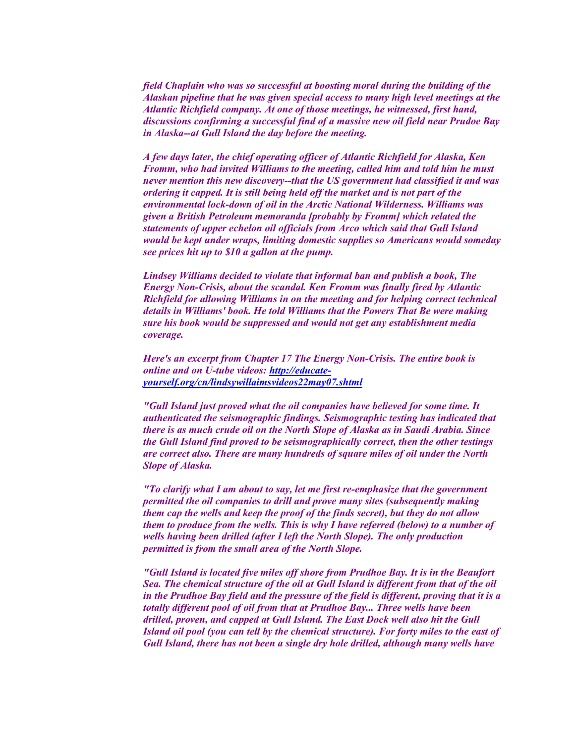*field Chaplain who was so successful at boosting moral during the building of the Alaskan pipeline that he was given special access to many high level meetings at the Atlantic Richfield company. At one of those meetings, he witnessed, first hand, discussions confirming a successful find of a massive new oil field near Prudoe Bay in Alaska--at Gull Island the day before the meeting.*

*A few days later, the chief operating officer of Atlantic Richfield for Alaska, Ken Fromm, who had invited Williams to the meeting, called him and told him he must never mention this new discovery--that the US government had classified it and was ordering it capped. It is still being held off the market and is not part of the environmental lock-down of oil in the Arctic National Wilderness. Williams was given a British Petroleum memoranda [probably by Fromm] which related the statements of upper echelon oil officials from Arco which said that Gull Island would be kept under wraps, limiting domestic supplies so Americans would someday see prices hit up to $10 a gallon at the pump.*

*Lindsey Williams decided to violate that informal ban and publish a book, The Energy Non-Crisis, about the scandal. Ken Fromm was finally fired by Atlantic Richfield for allowing Williams in on the meeting and for helping correct technical details in Williams' book. He told Williams that the Powers That Be were making sure his book would be suppressed and would not get any establishment media coverage.*

*Here's an excerpt from Chapter 17 The Energy Non-Crisis. The entire book is online and on U-tube videos: [http://educate-yourself.org/cn/lindsywillaimsvideos22may07.shtml](http://educate-yourself.org/cn/lindsywillaimsvideos22may07.shtml)*

*"Gull Island just proved what the oil companies have believed for some time. It authenticated the seismographic findings. Seismographic testing has indicated that there is as much crude oil on the North Slope of Alaska as in Saudi Arabia. Since the Gull Island find proved to be seismographically correct, then the other testings are correct also. There are many hundreds of square miles of oil under the North Slope of Alaska.*

*"To clarify what I am about to say, let me first re-emphasize that the government permitted the oil companies to drill and prove many sites (subsequently making them cap the wells and keep the proof of the finds secret), but they do not allow them to produce from the wells. This is why I have referred (below) to a number of wells having been drilled (after I left the North Slope). The only production permitted is from the small area of the North Slope.*

*"Gull Island is located five miles off shore from Prudhoe Bay. It is in the Beaufort Sea. The chemical structure of the oil at Gull Island is different from that of the oil in the Prudhoe Bay field and the pressure of the field is different, proving that it is a totally different pool of oil from that at Prudhoe Bay... Three wells have been drilled, proven, and capped at Gull Island. The East Dock well also hit the Gull Island oil pool (you can tell by the chemical structure). For forty miles to the east of Gull Island, there has not been a single dry hole drilled, although many wells have*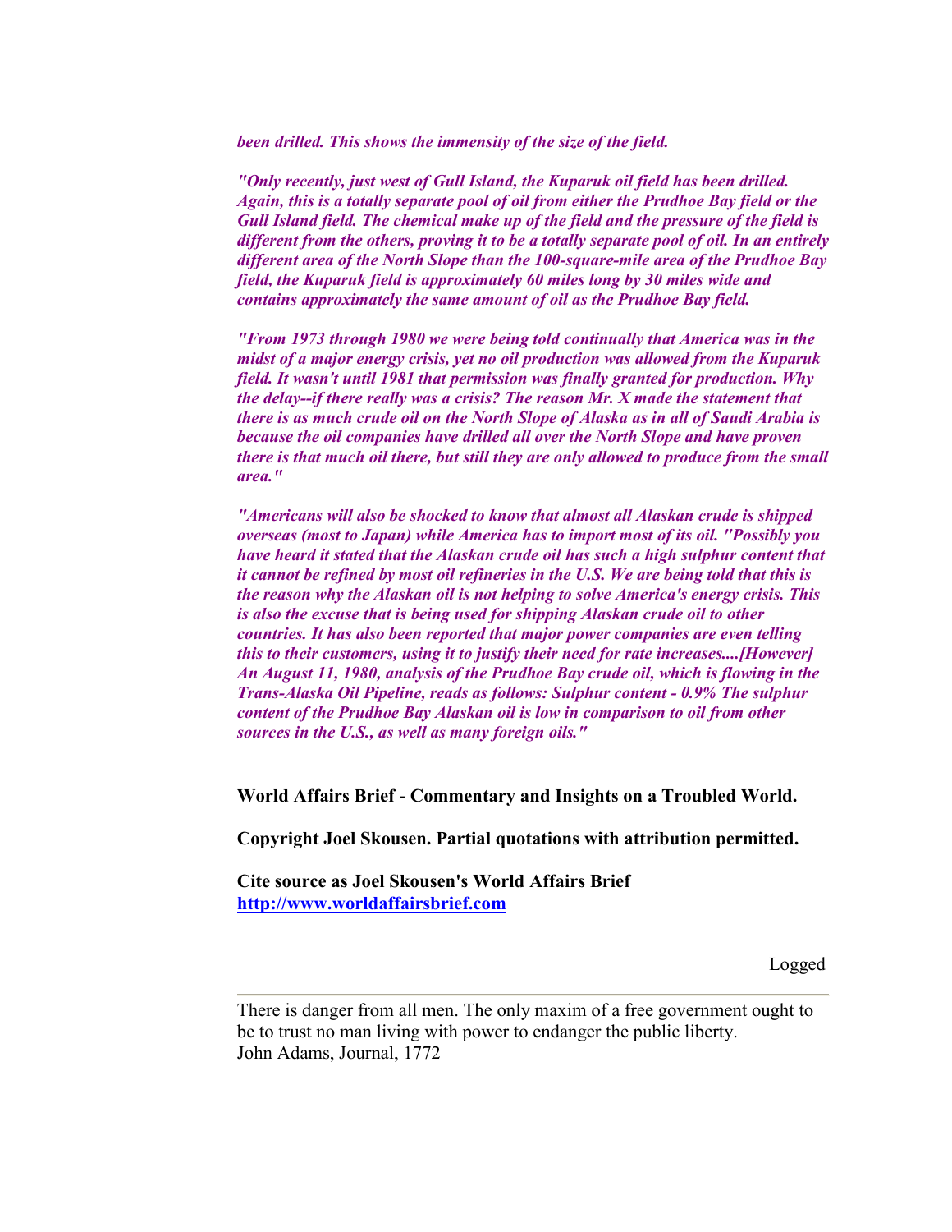*been drilled. This shows the immensity of the size of the field.*

*"Only recently, just west of Gull Island, the Kuparuk oil field has been drilled. Again, this is a totally separate pool of oil from either the Prudhoe Bay field or the Gull Island field. The chemical make up of the field and the pressure of the field is different from the others, proving it to be a totally separate pool of oil. In an entirely different area of the North Slope than the 100-square-mile area of the Prudhoe Bay field, the Kuparuk field is approximately 60 miles long by 30 miles wide and contains approximately the same amount of oil as the Prudhoe Bay field.*

*"From 1973 through 1980 we were being told continually that America was in the midst of a major energy crisis, yet no oil production was allowed from the Kuparuk field. It wasn't until 1981 that permission was finally granted for production. Why the delay--if there really was a crisis? The reason Mr. X made the statement that there is as much crude oil on the North Slope of Alaska as in all of Saudi Arabia is because the oil companies have drilled all over the North Slope and have proven there is that much oil there, but still they are only allowed to produce from the small area."*

*"Americans will also be shocked to know that almost all Alaskan crude is shipped overseas (most to Japan) while America has to import most of its oil. "Possibly you have heard it stated that the Alaskan crude oil has such a high sulphur content that it cannot be refined by most oil refineries in the U.S. We are being told that this is the reason why the Alaskan oil is not helping to solve America's energy crisis. This is also the excuse that is being used for shipping Alaskan crude oil to other countries. It has also been reported that major power companies are even telling this to their customers, using it to justify their need for rate increases....[However] An August 11, 1980, analysis of the Prudhoe Bay crude oil, which is flowing in the Trans-Alaska Oil Pipeline, reads as follows: Sulphur content - 0.9% The sulphur content of the Prudhoe Bay Alaskan oil is low in comparison to oil from other sources in the U.S., as well as many foreign oils."*

**World Affairs Brief - Commentary and Insights on a Troubled World.**

**Copyright Joel Skousen. Partial quotations with attribution permitted.**

**Cite source as Joel Skousen's World Affairs Brief**
**http://www.worldaffairsbrief.com**

Logged

---

There is danger from all men. The only maxim of a free government ought to be to trust no man living with power to endanger the public liberty.
John Adams, Journal, 1772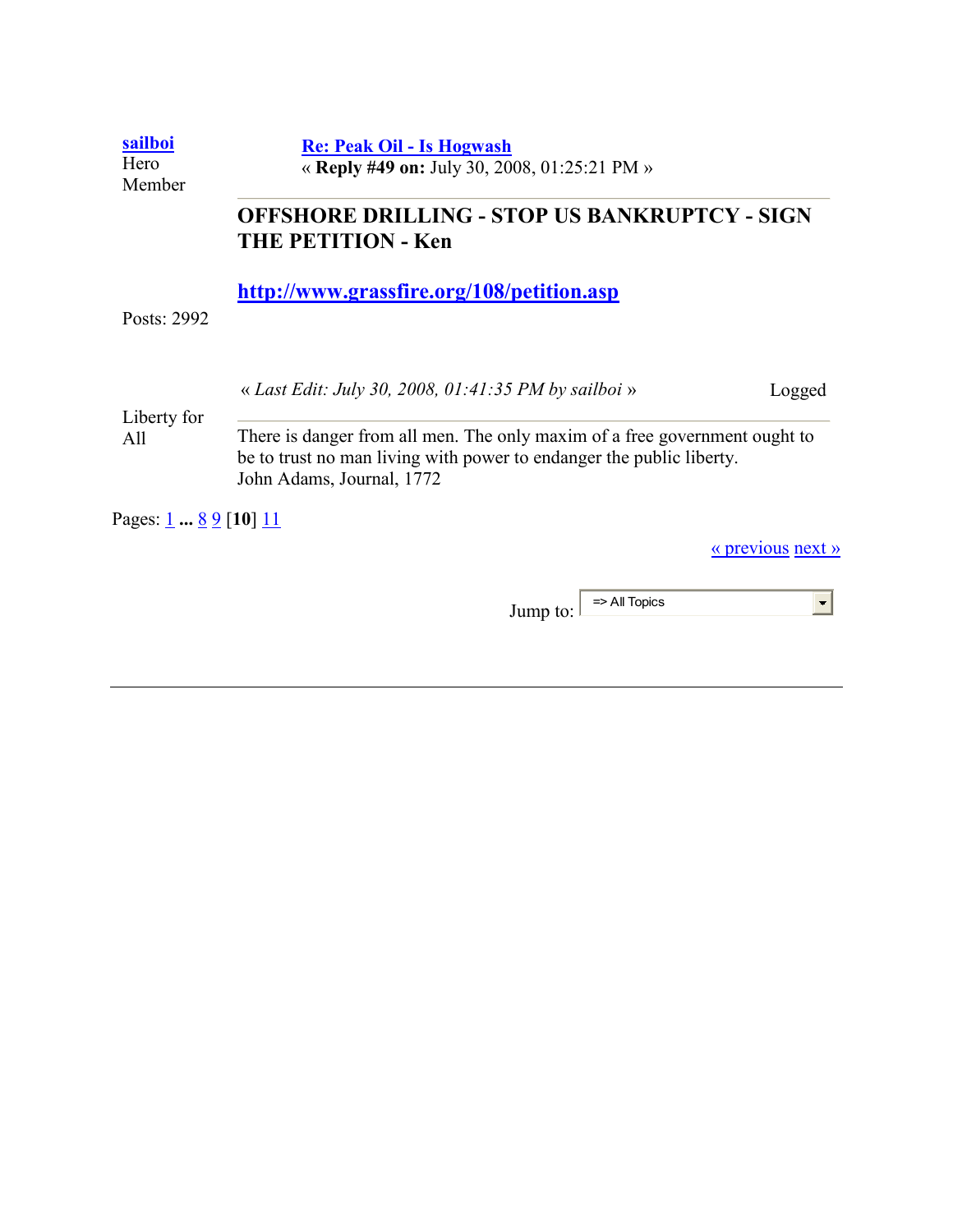**sailboi**
Hero Member

Posts: 2992

Liberty for All

**Re: Peak Oil - Is Hogwash**
« **Reply #49 on:** July 30, 2008, 01:25:21 PM »

---

**OFFSHORE DRILLING - STOP US BANKRUPTCY - SIGN THE PETITION - Ken**

**http://www.grassfire.org/108/petition.asp**

« *Last Edit: July 30, 2008, 01:41:35 PM by sailboi* » Logged

---

There is danger from all men. The only maxim of a free government ought to be to trust no man living with power to endanger the public liberty.
John Adams, Journal, 1772

Pages: 1 ... 8 9 [**10**] 11

« previous next »

Jump to: => All Topics

---